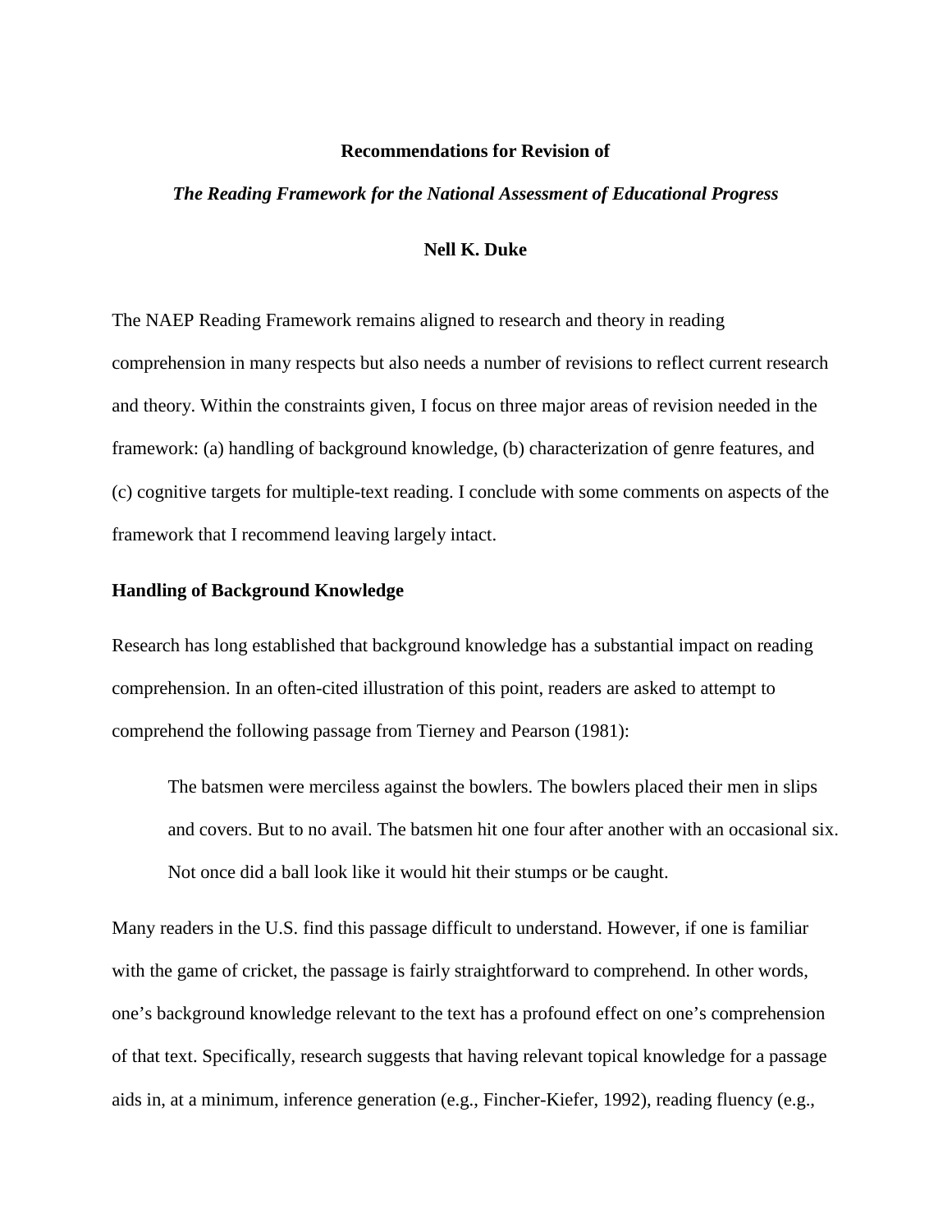**Recommendations for Revision of**

***The Reading Framework for the National Assessment of Educational Progress***

**Nell K. Duke**

The NAEP Reading Framework remains aligned to research and theory in reading comprehension in many respects but also needs a number of revisions to reflect current research and theory. Within the constraints given, I focus on three major areas of revision needed in the framework: (a) handling of background knowledge, (b) characterization of genre features, and (c) cognitive targets for multiple-text reading. I conclude with some comments on aspects of the framework that I recommend leaving largely intact.

## Handling of Background Knowledge

Research has long established that background knowledge has a substantial impact on reading comprehension. In an often-cited illustration of this point, readers are asked to attempt to comprehend the following passage from Tierney and Pearson (1981):

> The batsmen were merciless against the bowlers. The bowlers placed their men in slips and covers. But to no avail. The batsmen hit one four after another with an occasional six. Not once did a ball look like it would hit their stumps or be caught.

Many readers in the U.S. find this passage difficult to understand. However, if one is familiar with the game of cricket, the passage is fairly straightforward to comprehend. In other words, one's background knowledge relevant to the text has a profound effect on one's comprehension of that text. Specifically, research suggests that having relevant topical knowledge for a passage aids in, at a minimum, inference generation (e.g., Fincher-Kiefer, 1992), reading fluency (e.g.,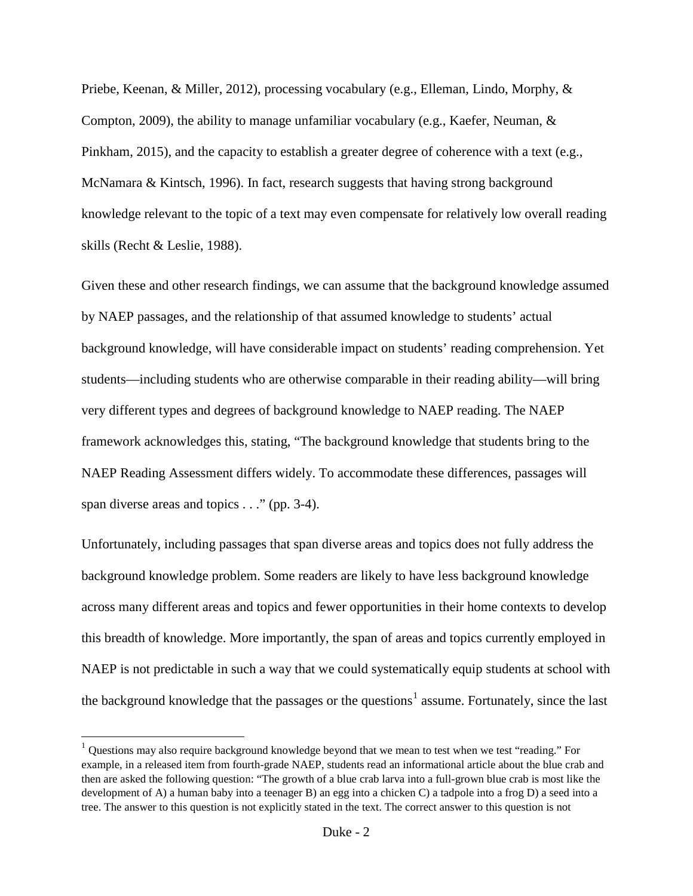Priebe, Keenan, & Miller, 2012), processing vocabulary (e.g., Elleman, Lindo, Morphy, & Compton, 2009), the ability to manage unfamiliar vocabulary (e.g., Kaefer, Neuman, & Pinkham, 2015), and the capacity to establish a greater degree of coherence with a text (e.g., McNamara & Kintsch, 1996). In fact, research suggests that having strong background knowledge relevant to the topic of a text may even compensate for relatively low overall reading skills (Recht & Leslie, 1988).

Given these and other research findings, we can assume that the background knowledge assumed by NAEP passages, and the relationship of that assumed knowledge to students' actual background knowledge, will have considerable impact on students' reading comprehension. Yet students—including students who are otherwise comparable in their reading ability—will bring very different types and degrees of background knowledge to NAEP reading. The NAEP framework acknowledges this, stating, "The background knowledge that students bring to the NAEP Reading Assessment differs widely. To accommodate these differences, passages will span diverse areas and topics . . ." (pp. 3-4).

Unfortunately, including passages that span diverse areas and topics does not fully address the background knowledge problem. Some readers are likely to have less background knowledge across many different areas and topics and fewer opportunities in their home contexts to develop this breadth of knowledge. More importantly, the span of areas and topics currently employed in NAEP is not predictable in such a way that we could systematically equip students at school with the background knowledge that the passages or the questions[1] assume. Fortunately, since the last

[1] Questions may also require background knowledge beyond that we mean to test when we test "reading." For example, in a released item from fourth-grade NAEP, students read an informational article about the blue crab and then are asked the following question: "The growth of a blue crab larva into a full-grown blue crab is most like the development of A) a human baby into a teenager B) an egg into a chicken C) a tadpole into a frog D) a seed into a tree. The answer to this question is not explicitly stated in the text. The correct answer to this question is not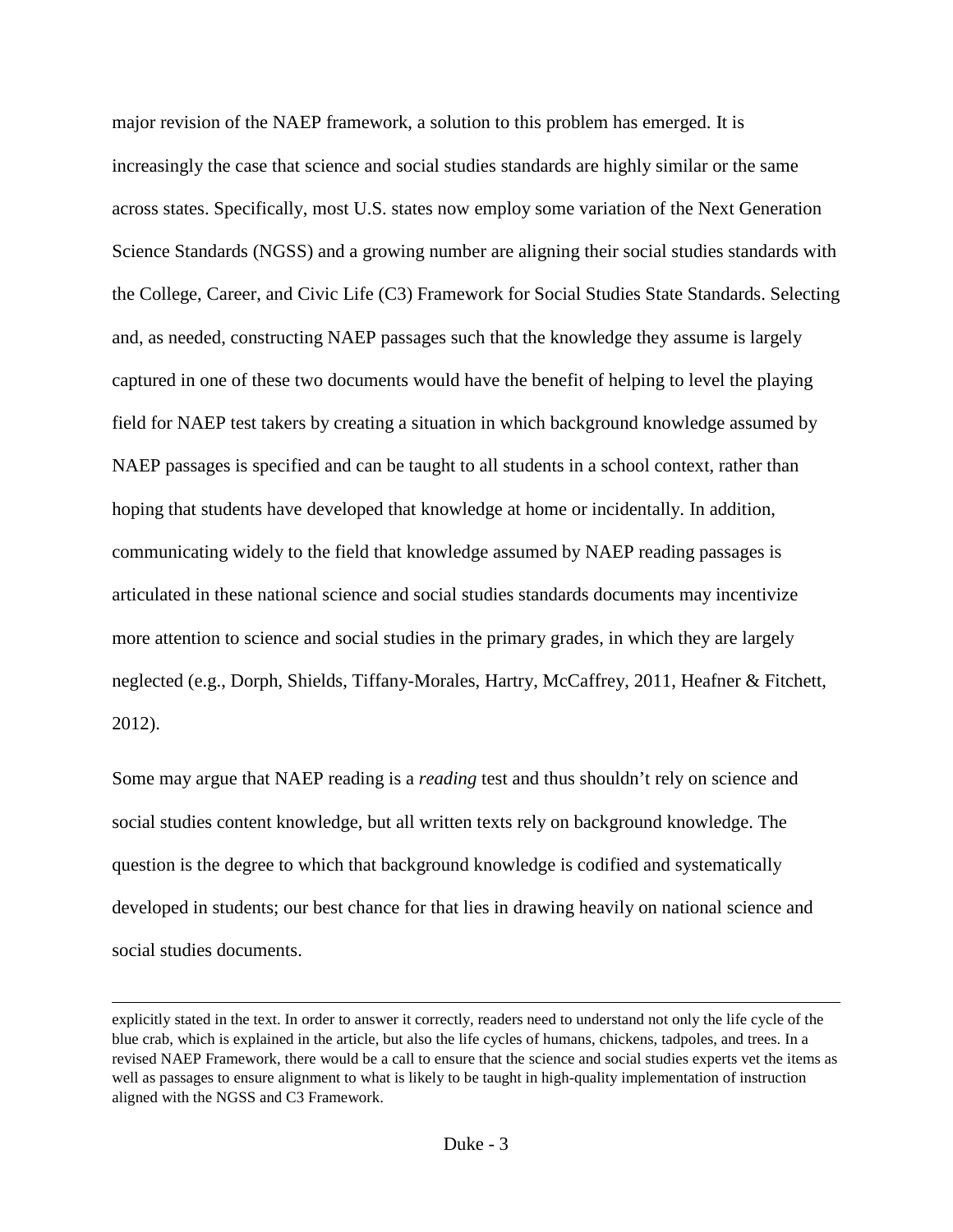major revision of the NAEP framework, a solution to this problem has emerged. It is increasingly the case that science and social studies standards are highly similar or the same across states. Specifically, most U.S. states now employ some variation of the Next Generation Science Standards (NGSS) and a growing number are aligning their social studies standards with the College, Career, and Civic Life (C3) Framework for Social Studies State Standards. Selecting and, as needed, constructing NAEP passages such that the knowledge they assume is largely captured in one of these two documents would have the benefit of helping to level the playing field for NAEP test takers by creating a situation in which background knowledge assumed by NAEP passages is specified and can be taught to all students in a school context, rather than hoping that students have developed that knowledge at home or incidentally. In addition, communicating widely to the field that knowledge assumed by NAEP reading passages is articulated in these national science and social studies standards documents may incentivize more attention to science and social studies in the primary grades, in which they are largely neglected (e.g., Dorph, Shields, Tiffany-Morales, Hartry, McCaffrey, 2011, Heafner & Fitchett, 2012).

Some may argue that NAEP reading is a *reading* test and thus shouldn't rely on science and social studies content knowledge, but all written texts rely on background knowledge. The question is the degree to which that background knowledge is codified and systematically developed in students; our best chance for that lies in drawing heavily on national science and social studies documents.

---

explicitly stated in the text. In order to answer it correctly, readers need to understand not only the life cycle of the blue crab, which is explained in the article, but also the life cycles of humans, chickens, tadpoles, and trees. In a revised NAEP Framework, there would be a call to ensure that the science and social studies experts vet the items as well as passages to ensure alignment to what is likely to be taught in high-quality implementation of instruction aligned with the NGSS and C3 Framework.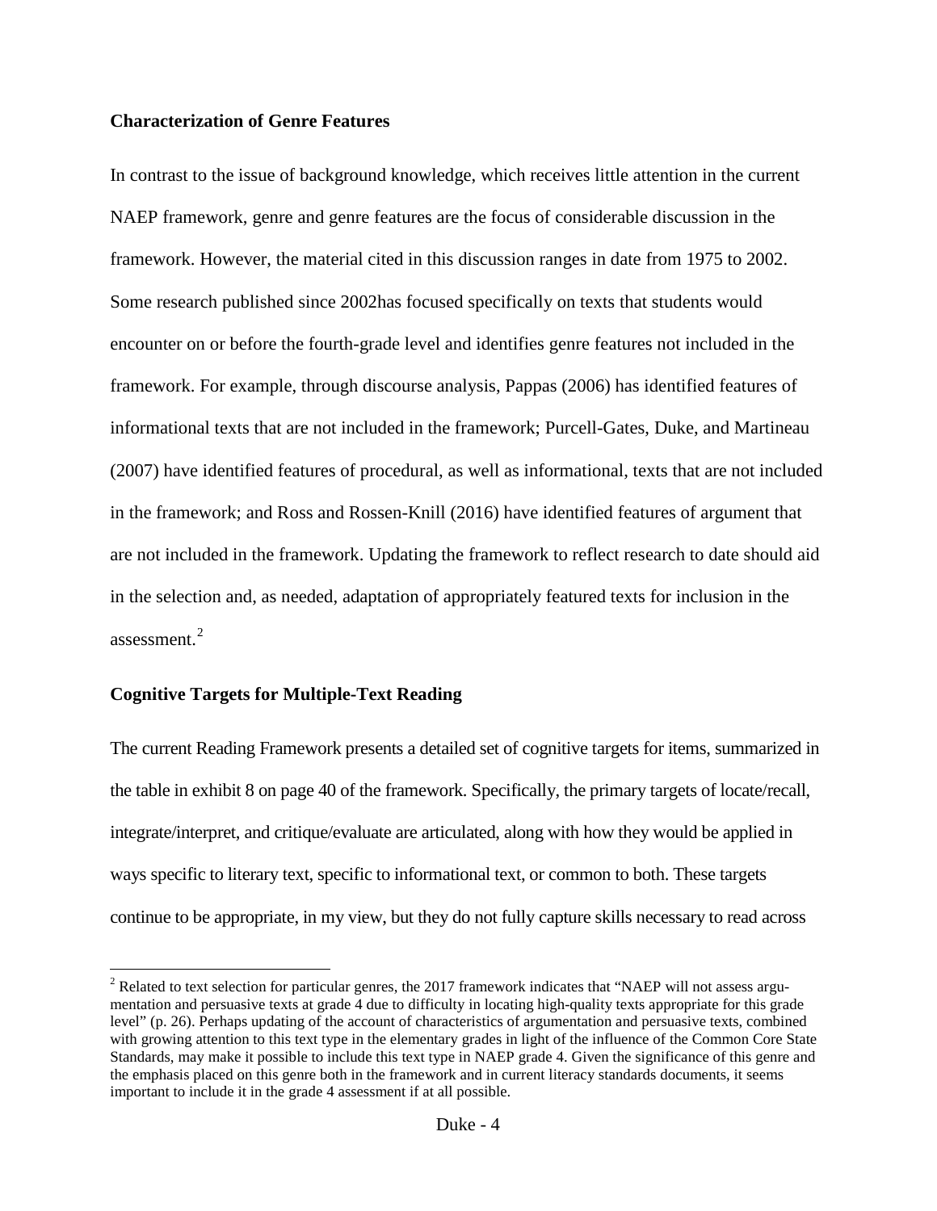### Characterization of Genre Features

In contrast to the issue of background knowledge, which receives little attention in the current NAEP framework, genre and genre features are the focus of considerable discussion in the framework. However, the material cited in this discussion ranges in date from 1975 to 2002. Some research published since 2002has focused specifically on texts that students would encounter on or before the fourth-grade level and identifies genre features not included in the framework. For example, through discourse analysis, Pappas (2006) has identified features of informational texts that are not included in the framework; Purcell-Gates, Duke, and Martineau (2007) have identified features of procedural, as well as informational, texts that are not included in the framework; and Ross and Rossen-Knill (2016) have identified features of argument that are not included in the framework. Updating the framework to reflect research to date should aid in the selection and, as needed, adaptation of appropriately featured texts for inclusion in the assessment.[2]

### Cognitive Targets for Multiple-Text Reading

The current Reading Framework presents a detailed set of cognitive targets for items, summarized in the table in exhibit 8 on page 40 of the framework. Specifically, the primary targets of locate/recall, integrate/interpret, and critique/evaluate are articulated, along with how they would be applied in ways specific to literary text, specific to informational text, or common to both. These targets continue to be appropriate, in my view, but they do not fully capture skills necessary to read across

[2] Related to text selection for particular genres, the 2017 framework indicates that "NAEP will not assess argumentation and persuasive texts at grade 4 due to difficulty in locating high-quality texts appropriate for this grade level" (p. 26). Perhaps updating of the account of characteristics of argumentation and persuasive texts, combined with growing attention to this text type in the elementary grades in light of the influence of the Common Core State Standards, may make it possible to include this text type in NAEP grade 4. Given the significance of this genre and the emphasis placed on this genre both in the framework and in current literacy standards documents, it seems important to include it in the grade 4 assessment if at all possible.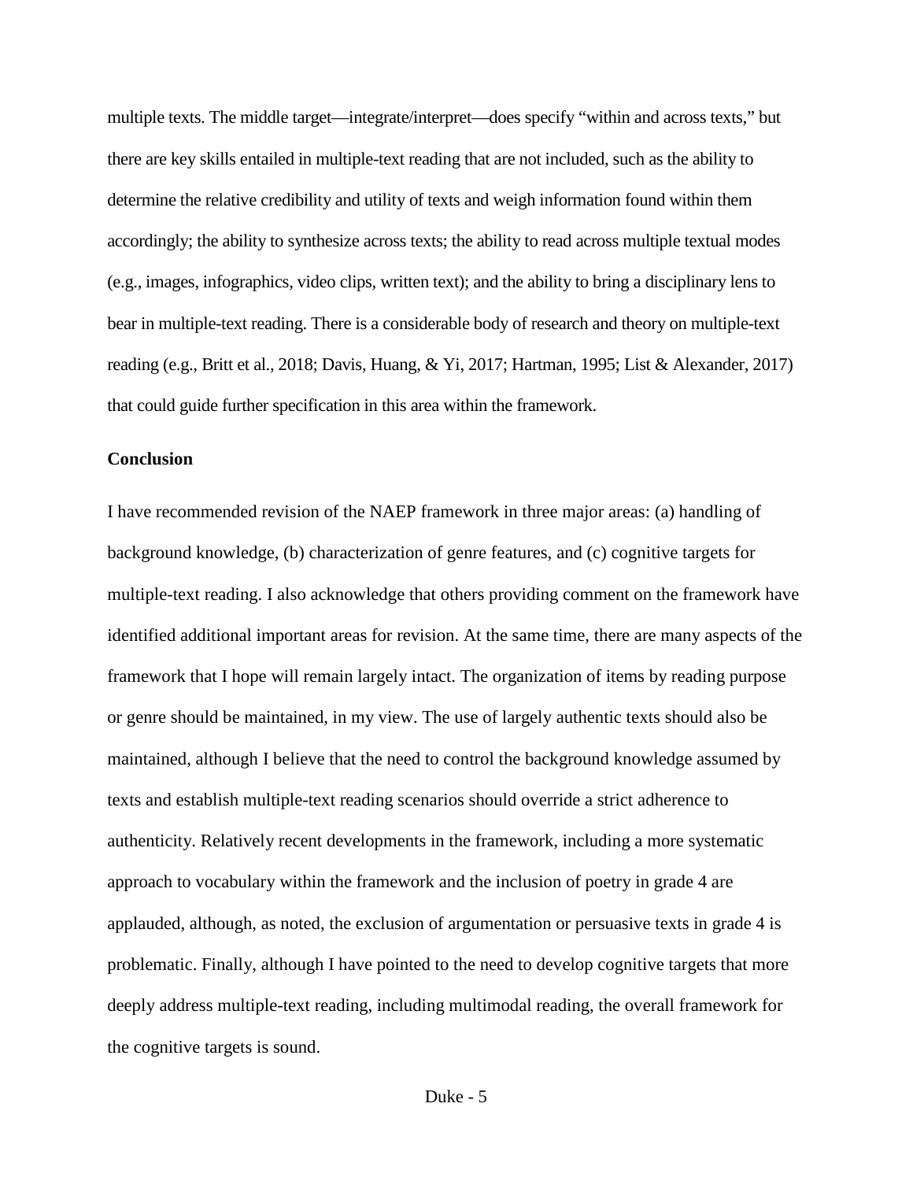multiple texts. The middle target—integrate/interpret—does specify "within and across texts," but there are key skills entailed in multiple-text reading that are not included, such as the ability to determine the relative credibility and utility of texts and weigh information found within them accordingly; the ability to synthesize across texts; the ability to read across multiple textual modes (e.g., images, infographics, video clips, written text); and the ability to bring a disciplinary lens to bear in multiple-text reading. There is a considerable body of research and theory on multiple-text reading (e.g., Britt et al., 2018; Davis, Huang, & Yi, 2017; Hartman, 1995; List & Alexander, 2017) that could guide further specification in this area within the framework.

**Conclusion**

I have recommended revision of the NAEP framework in three major areas: (a) handling of background knowledge, (b) characterization of genre features, and (c) cognitive targets for multiple-text reading. I also acknowledge that others providing comment on the framework have identified additional important areas for revision. At the same time, there are many aspects of the framework that I hope will remain largely intact. The organization of items by reading purpose or genre should be maintained, in my view. The use of largely authentic texts should also be maintained, although I believe that the need to control the background knowledge assumed by texts and establish multiple-text reading scenarios should override a strict adherence to authenticity. Relatively recent developments in the framework, including a more systematic approach to vocabulary within the framework and the inclusion of poetry in grade 4 are applauded, although, as noted, the exclusion of argumentation or persuasive texts in grade 4 is problematic. Finally, although I have pointed to the need to develop cognitive targets that more deeply address multiple-text reading, including multimodal reading, the overall framework for the cognitive targets is sound.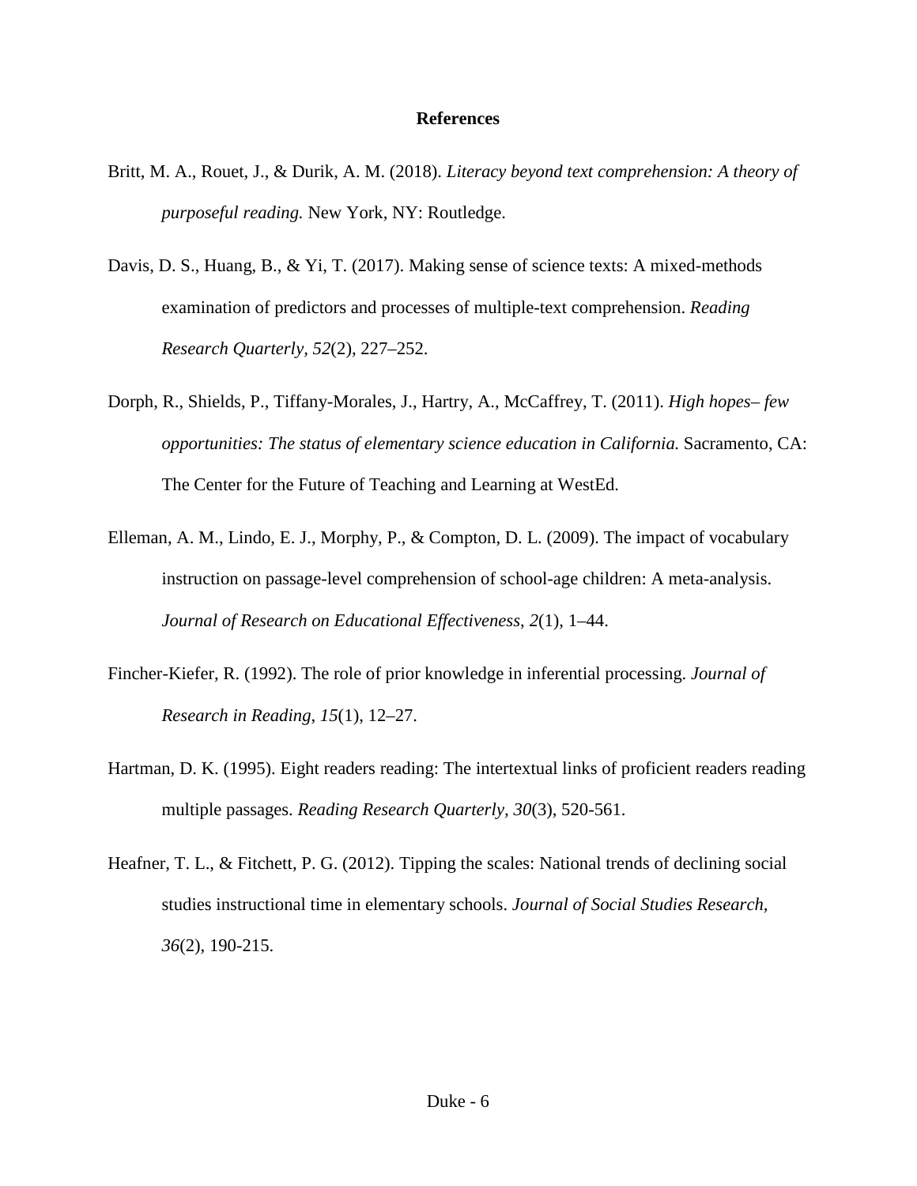## References

Britt, M. A., Rouet, J., & Durik, A. M. (2018). *Literacy beyond text comprehension: A theory of purposeful reading.* New York, NY: Routledge.

Davis, D. S., Huang, B., & Yi, T. (2017). Making sense of science texts: A mixed-methods examination of predictors and processes of multiple-text comprehension. *Reading Research Quarterly, 52*(2), 227–252.

Dorph, R., Shields, P., Tiffany-Morales, J., Hartry, A., McCaffrey, T. (2011). *High hopes– few opportunities: The status of elementary science education in California.* Sacramento, CA: The Center for the Future of Teaching and Learning at WestEd.

Elleman, A. M., Lindo, E. J., Morphy, P., & Compton, D. L. (2009). The impact of vocabulary instruction on passage-level comprehension of school-age children: A meta-analysis. *Journal of Research on Educational Effectiveness*, *2*(1), 1–44.

Fincher-Kiefer, R. (1992). The role of prior knowledge in inferential processing. *Journal of Research in Reading*, *15*(1), 12–27.

Hartman, D. K. (1995). Eight readers reading: The intertextual links of proficient readers reading multiple passages. *Reading Research Quarterly, 30*(3), 520-561.

Heafner, T. L., & Fitchett, P. G. (2012). Tipping the scales: National trends of declining social studies instructional time in elementary schools. *Journal of Social Studies Research, 36*(2), 190-215.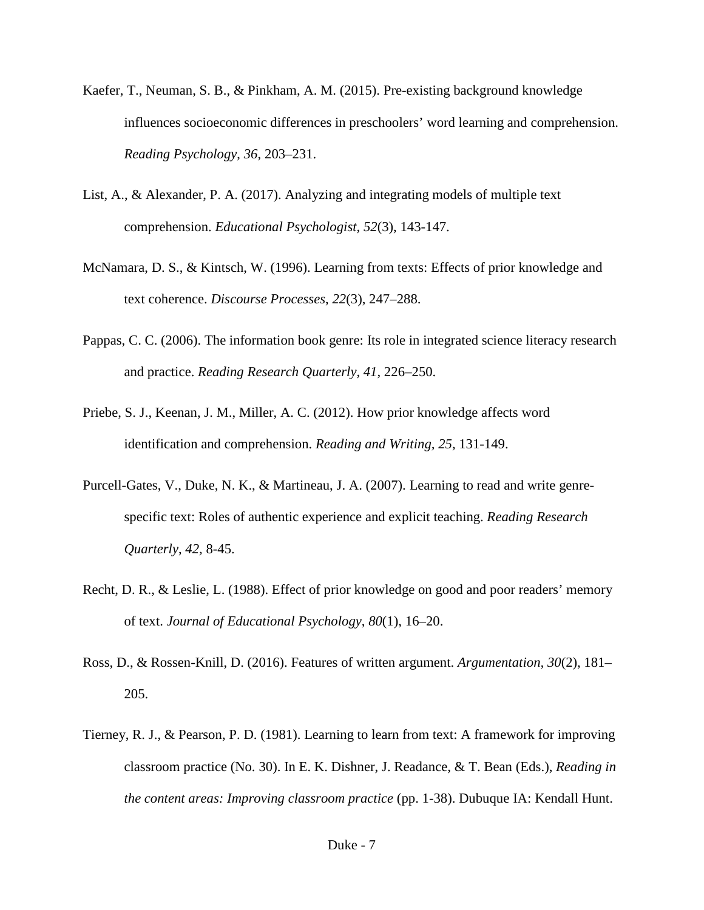Kaefer, T., Neuman, S. B., & Pinkham, A. M. (2015). Pre-existing background knowledge influences socioeconomic differences in preschoolers' word learning and comprehension. *Reading Psychology*, *36*, 203–231.

List, A., & Alexander, P. A. (2017). Analyzing and integrating models of multiple text comprehension. *Educational Psychologist*, *52*(3), 143-147.

McNamara, D. S., & Kintsch, W. (1996). Learning from texts: Effects of prior knowledge and text coherence. *Discourse Processes*, *22*(3), 247–288.

Pappas, C. C. (2006). The information book genre: Its role in integrated science literacy research and practice. *Reading Research Quarterly, 41*, 226–250.

Priebe, S. J., Keenan, J. M., Miller, A. C. (2012). How prior knowledge affects word identification and comprehension. *Reading and Writing, 25*, 131-149.

Purcell-Gates, V., Duke, N. K., & Martineau, J. A. (2007). Learning to read and write genre-specific text: Roles of authentic experience and explicit teaching. *Reading Research Quarterly*, *42,* 8-45.

Recht, D. R., & Leslie, L. (1988). Effect of prior knowledge on good and poor readers' memory of text. *Journal of Educational Psychology*, *80*(1), 16–20.

Ross, D., & Rossen-Knill, D. (2016). Features of written argument. *Argumentation, 30*(2), 181–205.

Tierney, R. J., & Pearson, P. D. (1981). Learning to learn from text: A framework for improving classroom practice (No. 30). In E. K. Dishner, J. Readance, & T. Bean (Eds.), *Reading in the content areas: Improving classroom practice* (pp. 1-38). Dubuque IA: Kendall Hunt.